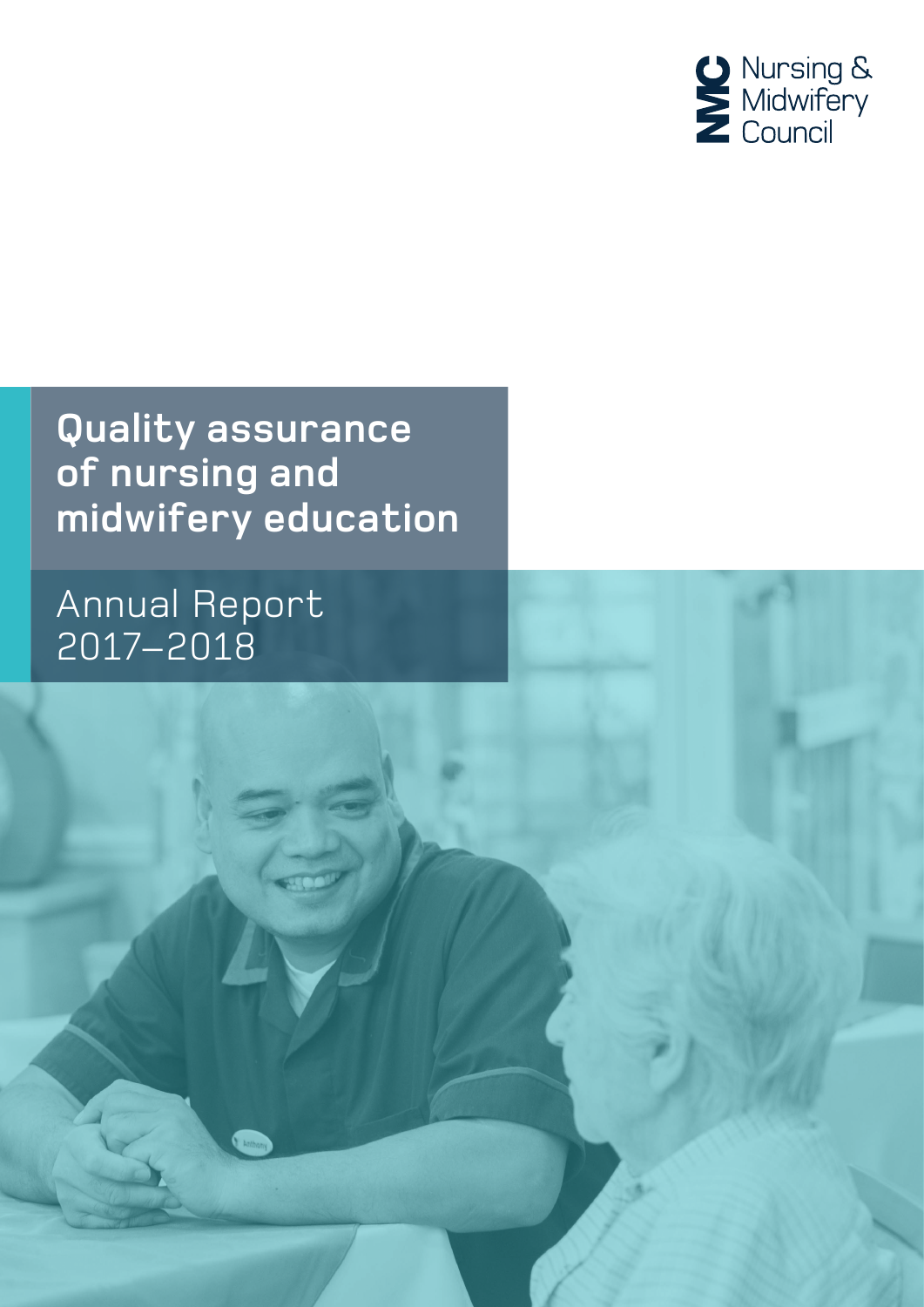Nursing & Midwifery Council

# Quality assurance of nursing and midwifery education

## Annual Report 2017–2018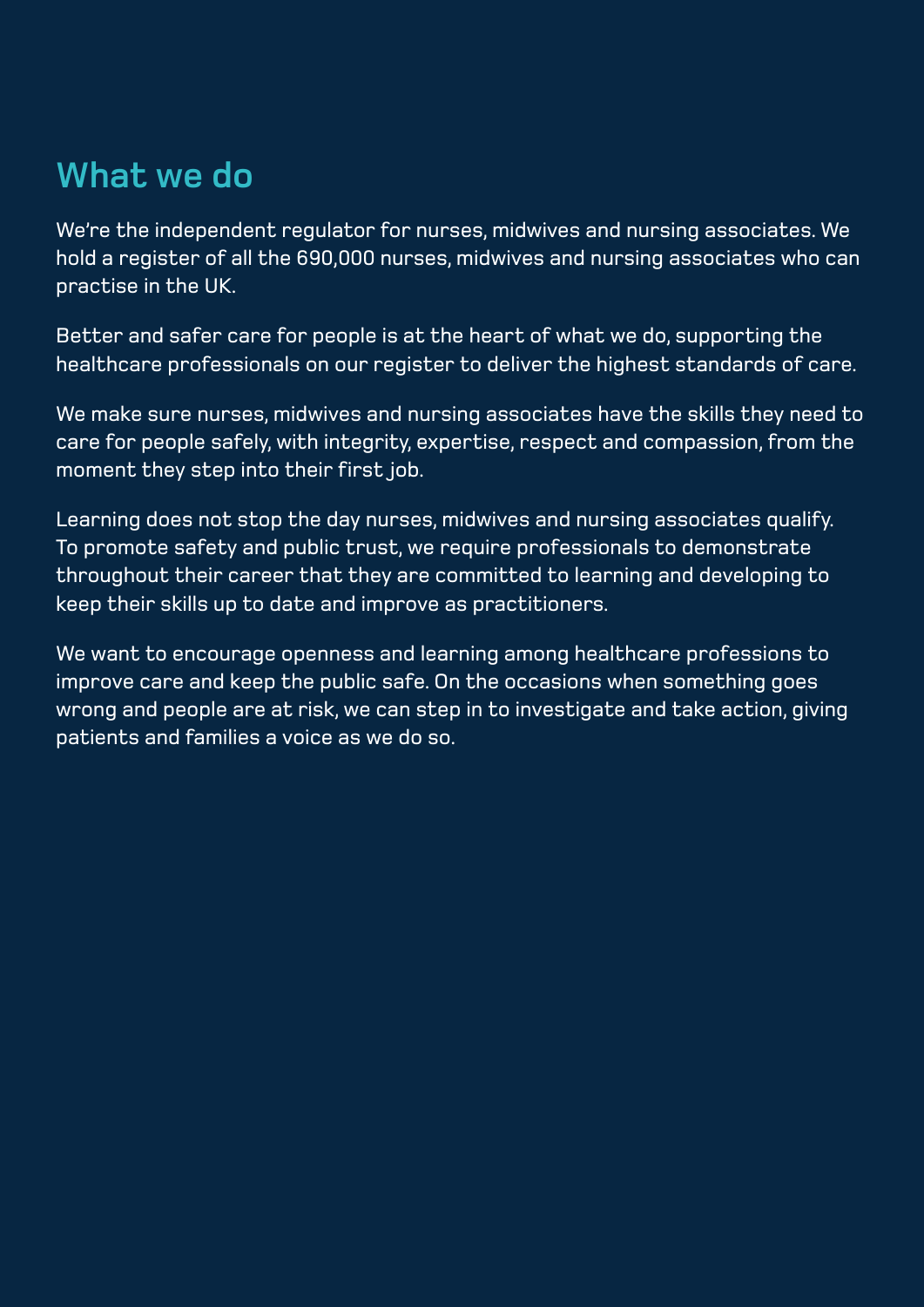## What we do

We're the independent regulator for nurses, midwives and nursing associates. We hold a register of all the 690,000 nurses, midwives and nursing associates who can practise in the UK.

Better and safer care for people is at the heart of what we do, supporting the healthcare professionals on our register to deliver the highest standards of care.

We make sure nurses, midwives and nursing associates have the skills they need to care for people safely, with integrity, expertise, respect and compassion, from the moment they step into their first job.

Learning does not stop the day nurses, midwives and nursing associates qualify. To promote safety and public trust, we require professionals to demonstrate throughout their career that they are committed to learning and developing to keep their skills up to date and improve as practitioners.

We want to encourage openness and learning among healthcare professions to improve care and keep the public safe. On the occasions when something goes wrong and people are at risk, we can step in to investigate and take action, giving patients and families a voice as we do so.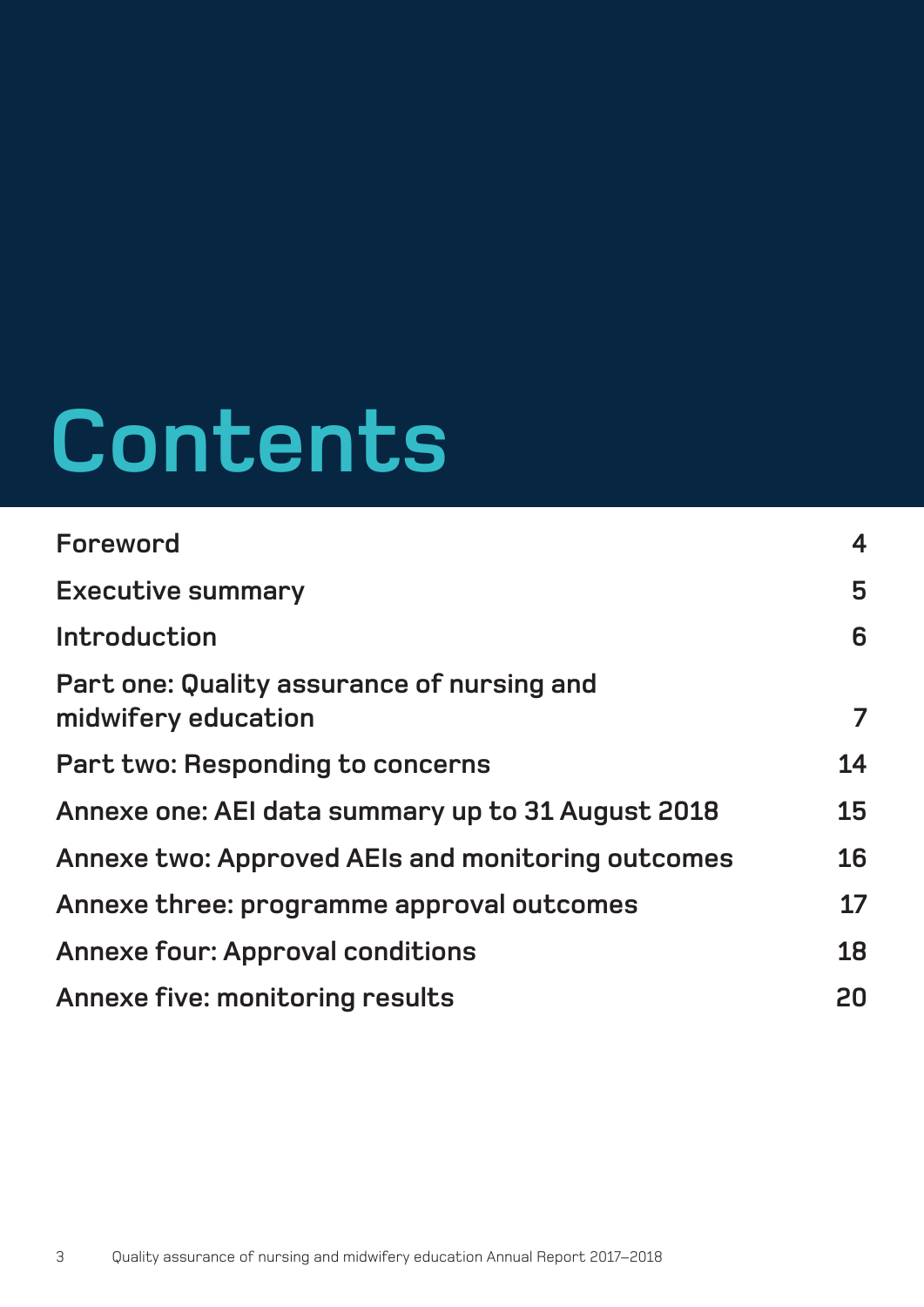# Contents

| | |
|---|---|
| Foreword | 4 |
| Executive summary | 5 |
| Introduction | 6 |
| Part one: Quality assurance of nursing and midwifery education | 7 |
| Part two: Responding to concerns | 14 |
| Annexe one: AEI data summary up to 31 August 2018 | 15 |
| Annexe two: Approved AEIs and monitoring outcomes | 16 |
| Annexe three: programme approval outcomes | 17 |
| Annexe four: Approval conditions | 18 |
| Annexe five: monitoring results | 20 |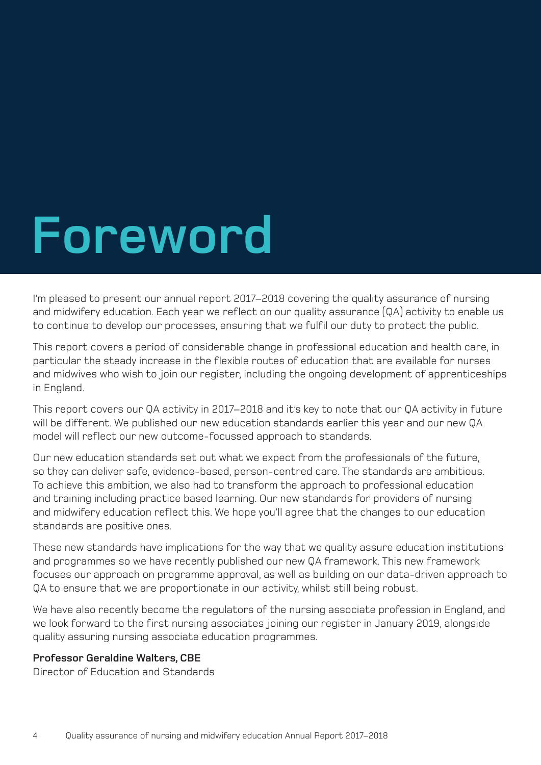# Foreword

I'm pleased to present our annual report 2017–2018 covering the quality assurance of nursing and midwifery education. Each year we reflect on our quality assurance (QA) activity to enable us to continue to develop our processes, ensuring that we fulfil our duty to protect the public.

This report covers a period of considerable change in professional education and health care, in particular the steady increase in the flexible routes of education that are available for nurses and midwives who wish to join our register, including the ongoing development of apprenticeships in England.

This report covers our QA activity in 2017–2018 and it's key to note that our QA activity in future will be different. We published our new education standards earlier this year and our new QA model will reflect our new outcome-focussed approach to standards.

Our new education standards set out what we expect from the professionals of the future, so they can deliver safe, evidence-based, person-centred care. The standards are ambitious. To achieve this ambition, we also had to transform the approach to professional education and training including practice based learning. Our new standards for providers of nursing and midwifery education reflect this. We hope you'll agree that the changes to our education standards are positive ones.

These new standards have implications for the way that we quality assure education institutions and programmes so we have recently published our new QA framework. This new framework focuses our approach on programme approval, as well as building on our data-driven approach to QA to ensure that we are proportionate in our activity, whilst still being robust.

We have also recently become the regulators of the nursing associate profession in England, and we look forward to the first nursing associates joining our register in January 2019, alongside quality assuring nursing associate education programmes.

**Professor Geraldine Walters, CBE**
Director of Education and Standards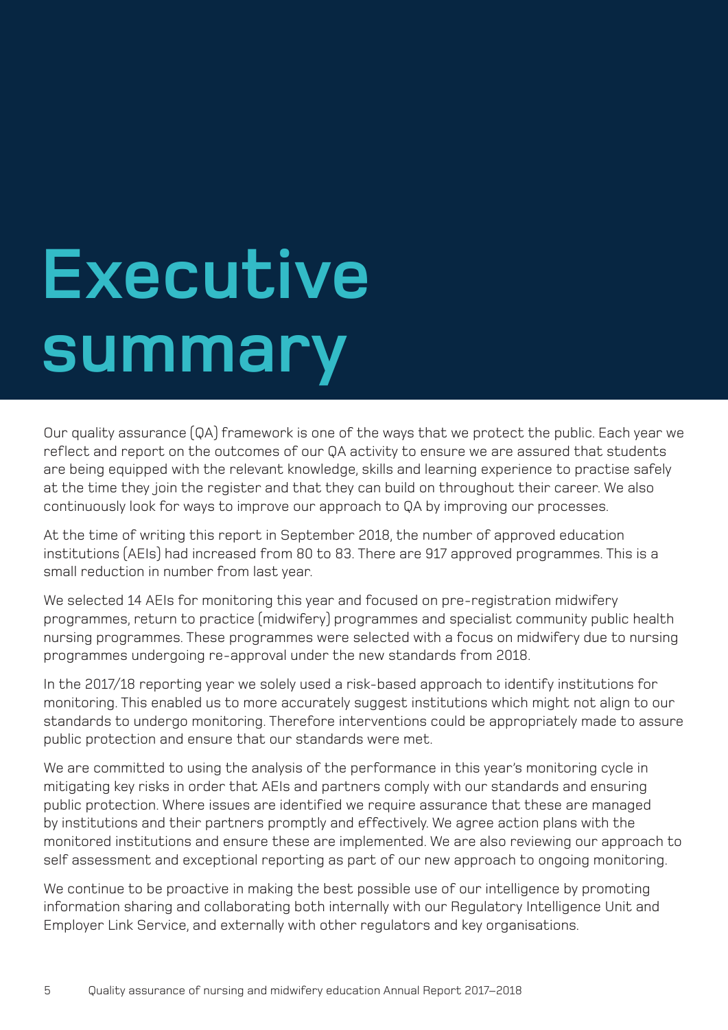# Executive summary

Our quality assurance (QA) framework is one of the ways that we protect the public. Each year we reflect and report on the outcomes of our QA activity to ensure we are assured that students are being equipped with the relevant knowledge, skills and learning experience to practise safely at the time they join the register and that they can build on throughout their career. We also continuously look for ways to improve our approach to QA by improving our processes.

At the time of writing this report in September 2018, the number of approved education institutions (AEIs) had increased from 80 to 83. There are 917 approved programmes. This is a small reduction in number from last year.

We selected 14 AEIs for monitoring this year and focused on pre-registration midwifery programmes, return to practice (midwifery) programmes and specialist community public health nursing programmes. These programmes were selected with a focus on midwifery due to nursing programmes undergoing re-approval under the new standards from 2018.

In the 2017/18 reporting year we solely used a risk-based approach to identify institutions for monitoring. This enabled us to more accurately suggest institutions which might not align to our standards to undergo monitoring. Therefore interventions could be appropriately made to assure public protection and ensure that our standards were met.

We are committed to using the analysis of the performance in this year's monitoring cycle in mitigating key risks in order that AEIs and partners comply with our standards and ensuring public protection. Where issues are identified we require assurance that these are managed by institutions and their partners promptly and effectively. We agree action plans with the monitored institutions and ensure these are implemented. We are also reviewing our approach to self assessment and exceptional reporting as part of our new approach to ongoing monitoring.

We continue to be proactive in making the best possible use of our intelligence by promoting information sharing and collaborating both internally with our Regulatory Intelligence Unit and Employer Link Service, and externally with other regulators and key organisations.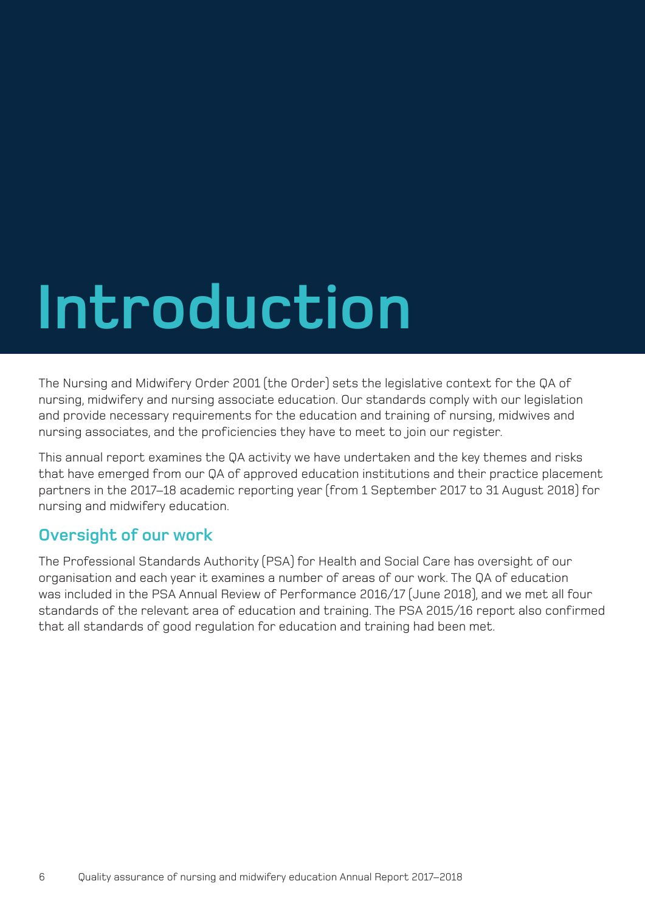# Introduction

The Nursing and Midwifery Order 2001 (the Order) sets the legislative context for the QA of nursing, midwifery and nursing associate education. Our standards comply with our legislation and provide necessary requirements for the education and training of nursing, midwives and nursing associates, and the proficiencies they have to meet to join our register.

This annual report examines the QA activity we have undertaken and the key themes and risks that have emerged from our QA of approved education institutions and their practice placement partners in the 2017–18 academic reporting year (from 1 September 2017 to 31 August 2018) for nursing and midwifery education.

## Oversight of our work

The Professional Standards Authority (PSA) for Health and Social Care has oversight of our organisation and each year it examines a number of areas of our work. The QA of education was included in the PSA Annual Review of Performance 2016/17 (June 2018), and we met all four standards of the relevant area of education and training. The PSA 2015/16 report also confirmed that all standards of good regulation for education and training had been met.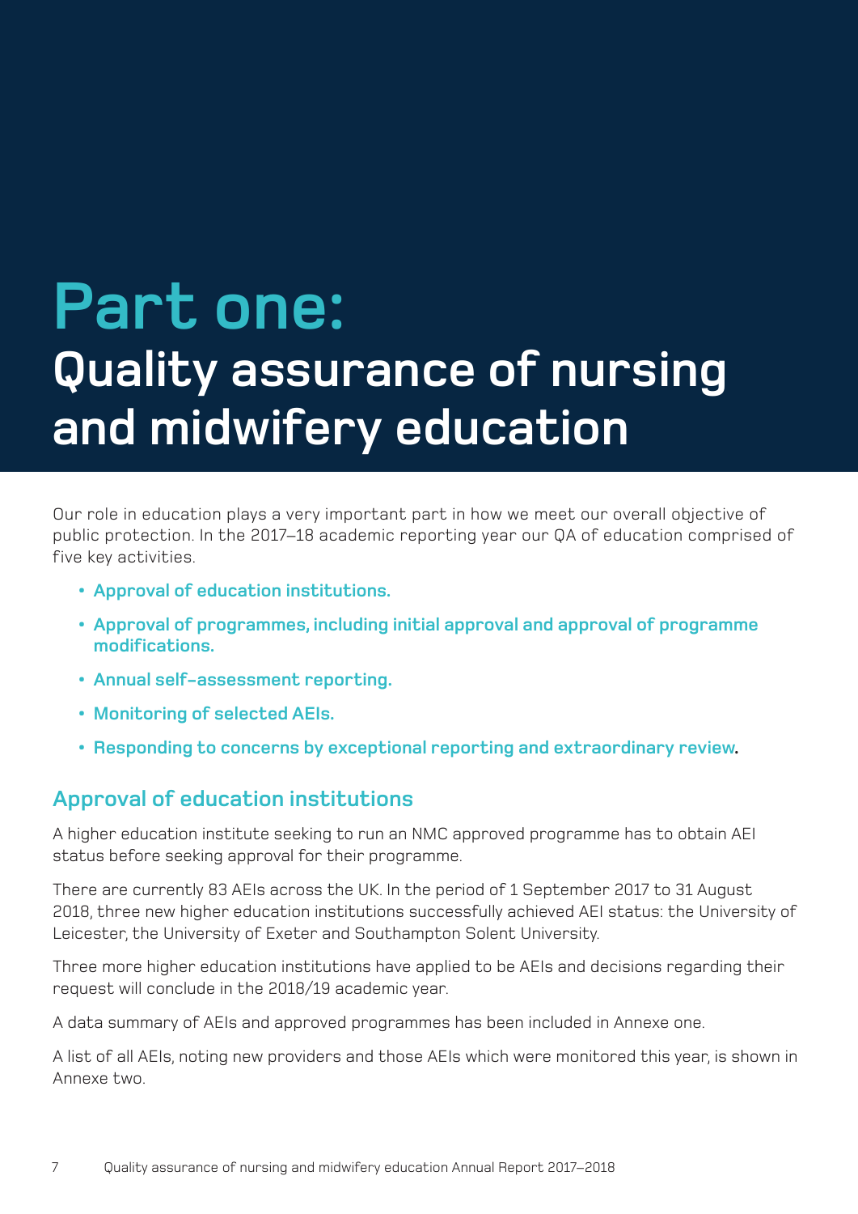# Part one:
# Quality assurance of nursing and midwifery education

Our role in education plays a very important part in how we meet our overall objective of public protection. In the 2017–18 academic reporting year our QA of education comprised of five key activities.

- **Approval of education institutions.**
- **Approval of programmes, including initial approval and approval of programme modifications.**
- **Annual self-assessment reporting.**
- **Monitoring of selected AEIs.**
- **Responding to concerns by exceptional reporting and extraordinary review.**

## Approval of education institutions

A higher education institute seeking to run an NMC approved programme has to obtain AEI status before seeking approval for their programme.

There are currently 83 AEIs across the UK. In the period of 1 September 2017 to 31 August 2018, three new higher education institutions successfully achieved AEI status: the University of Leicester, the University of Exeter and Southampton Solent University.

Three more higher education institutions have applied to be AEIs and decisions regarding their request will conclude in the 2018/19 academic year.

A data summary of AEIs and approved programmes has been included in Annexe one.

A list of all AEIs, noting new providers and those AEIs which were monitored this year, is shown in Annexe two.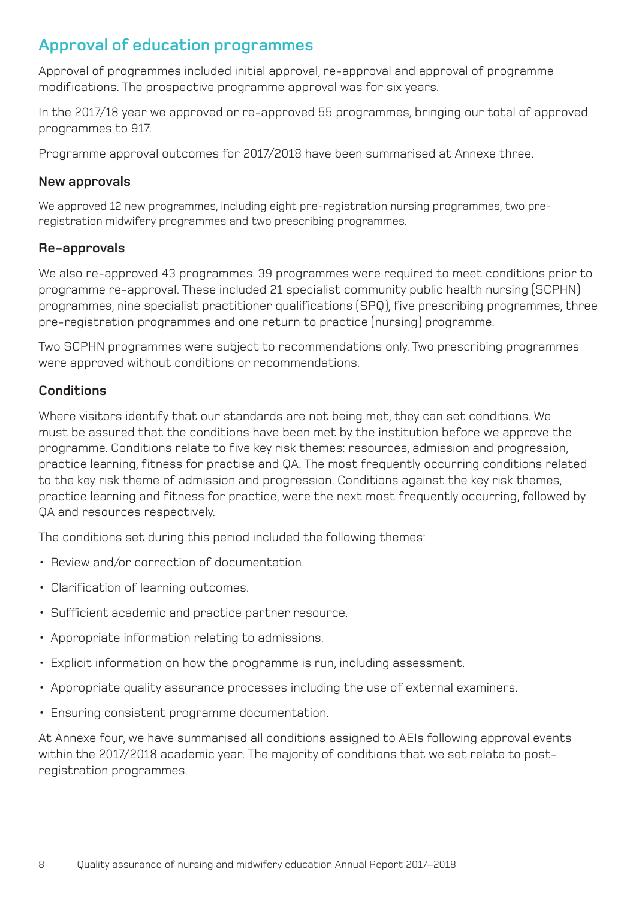## Approval of education programmes

Approval of programmes included initial approval, re-approval and approval of programme modifications. The prospective programme approval was for six years.

In the 2017/18 year we approved or re-approved 55 programmes, bringing our total of approved programmes to 917.

Programme approval outcomes for 2017/2018 have been summarised at Annexe three.

### New approvals

We approved 12 new programmes, including eight pre-registration nursing programmes, two pre-registration midwifery programmes and two prescribing programmes.

### Re-approvals

We also re-approved 43 programmes. 39 programmes were required to meet conditions prior to programme re-approval. These included 21 specialist community public health nursing (SCPHN) programmes, nine specialist practitioner qualifications (SPQ), five prescribing programmes, three pre-registration programmes and one return to practice (nursing) programme.

Two SCPHN programmes were subject to recommendations only. Two prescribing programmes were approved without conditions or recommendations.

### Conditions

Where visitors identify that our standards are not being met, they can set conditions. We must be assured that the conditions have been met by the institution before we approve the programme. Conditions relate to five key risk themes: resources, admission and progression, practice learning, fitness for practise and QA. The most frequently occurring conditions related to the key risk theme of admission and progression. Conditions against the key risk themes, practice learning and fitness for practice, were the next most frequently occurring, followed by QA and resources respectively.

The conditions set during this period included the following themes:

- Review and/or correction of documentation.
- Clarification of learning outcomes.
- Sufficient academic and practice partner resource.
- Appropriate information relating to admissions.
- Explicit information on how the programme is run, including assessment.
- Appropriate quality assurance processes including the use of external examiners.
- Ensuring consistent programme documentation.

At Annexe four, we have summarised all conditions assigned to AEIs following approval events within the 2017/2018 academic year. The majority of conditions that we set relate to post-registration programmes.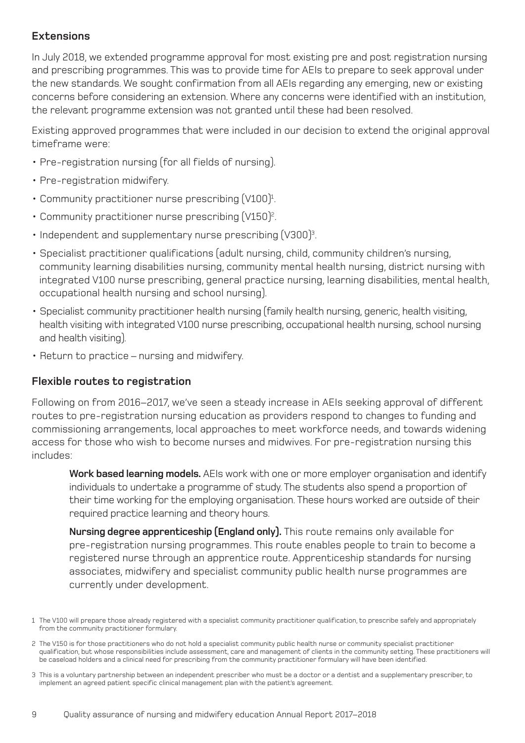## Extensions

In July 2018, we extended programme approval for most existing pre and post registration nursing and prescribing programmes. This was to provide time for AEIs to prepare to seek approval under the new standards. We sought confirmation from all AEIs regarding any emerging, new or existing concerns before considering an extension. Where any concerns were identified with an institution, the relevant programme extension was not granted until these had been resolved.

Existing approved programmes that were included in our decision to extend the original approval timeframe were:

- Pre-registration nursing (for all fields of nursing).
- Pre-registration midwifery.
- Community practitioner nurse prescribing (V100)[1].
- Community practitioner nurse prescribing (V150)[2].
- Independent and supplementary nurse prescribing (V300)[3].
- Specialist practitioner qualifications (adult nursing, child, community children's nursing, community learning disabilities nursing, community mental health nursing, district nursing with integrated V100 nurse prescribing, general practice nursing, learning disabilities, mental health, occupational health nursing and school nursing).
- Specialist community practitioner health nursing (family health nursing, generic, health visiting, health visiting with integrated V100 nurse prescribing, occupational health nursing, school nursing and health visiting).
- Return to practice – nursing and midwifery.

## Flexible routes to registration

Following on from 2016–2017, we've seen a steady increase in AEIs seeking approval of different routes to pre-registration nursing education as providers respond to changes to funding and commissioning arrangements, local approaches to meet workforce needs, and towards widening access for those who wish to become nurses and midwives. For pre-registration nursing this includes:

> **Work based learning models.** AEIs work with one or more employer organisation and identify individuals to undertake a programme of study. The students also spend a proportion of their time working for the employing organisation. These hours worked are outside of their required practice learning and theory hours.
>
> **Nursing degree apprenticeship (England only).** This route remains only available for pre-registration nursing programmes. This route enables people to train to become a registered nurse through an apprentice route. Apprenticeship standards for nursing associates, midwifery and specialist community public health nurse programmes are currently under development.

1 The V100 will prepare those already registered with a specialist community practitioner qualification, to prescribe safely and appropriately from the community practitioner formulary.

2 The V150 is for those practitioners who do not hold a specialist community public health nurse or community specialist practitioner qualification, but whose responsibilities include assessment, care and management of clients in the community setting. These practitioners will be caseload holders and a clinical need for prescribing from the community practitioner formulary will have been identified.

3 This is a voluntary partnership between an independent prescriber who must be a doctor or a dentist and a supplementary prescriber, to implement an agreed patient specific clinical management plan with the patient's agreement.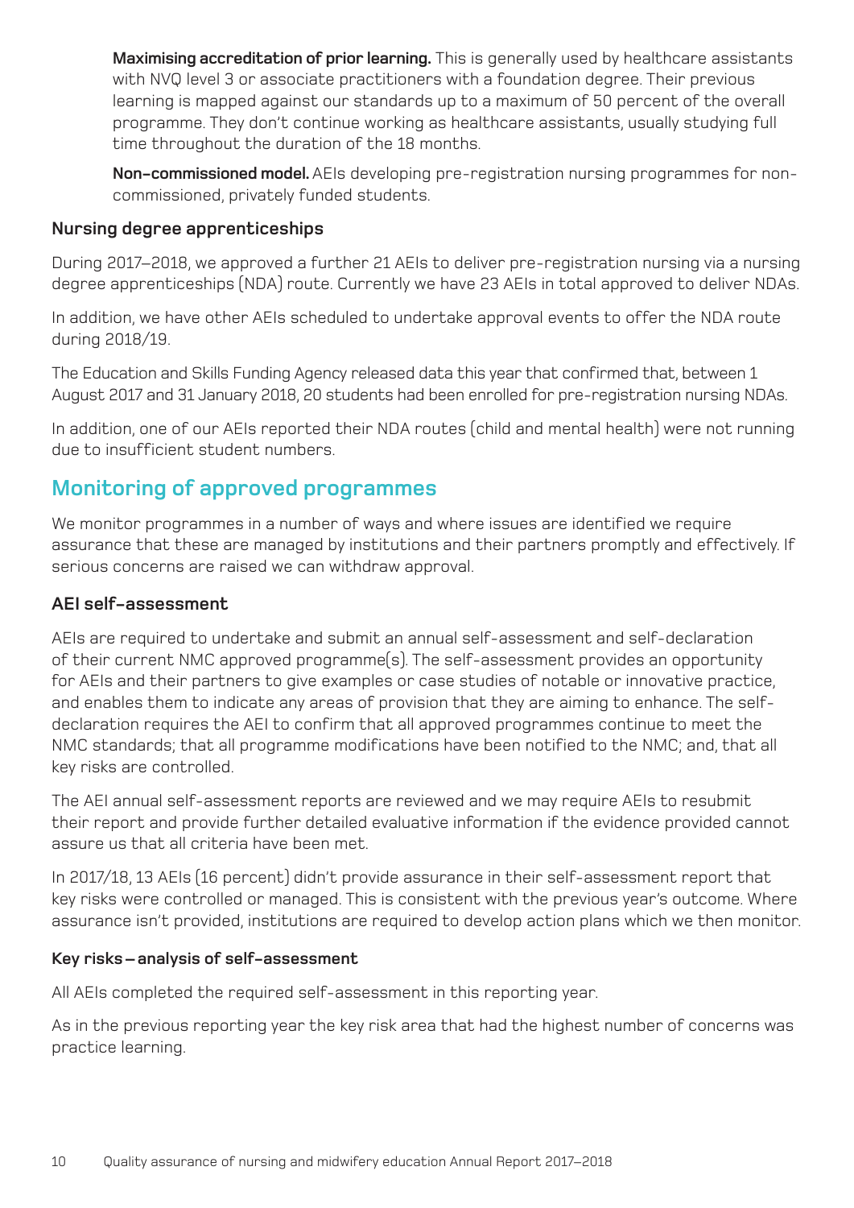**Maximising accreditation of prior learning.** This is generally used by healthcare assistants with NVQ level 3 or associate practitioners with a foundation degree. Their previous learning is mapped against our standards up to a maximum of 50 percent of the overall programme. They don't continue working as healthcare assistants, usually studying full time throughout the duration of the 18 months.

**Non-commissioned model.** AEIs developing pre-registration nursing programmes for non-commissioned, privately funded students.

### Nursing degree apprenticeships

During 2017–2018, we approved a further 21 AEIs to deliver pre-registration nursing via a nursing degree apprenticeships (NDA) route. Currently we have 23 AEIs in total approved to deliver NDAs.

In addition, we have other AEIs scheduled to undertake approval events to offer the NDA route during 2018/19.

The Education and Skills Funding Agency released data this year that confirmed that, between 1 August 2017 and 31 January 2018, 20 students had been enrolled for pre-registration nursing NDAs.

In addition, one of our AEIs reported their NDA routes (child and mental health) were not running due to insufficient student numbers.

## Monitoring of approved programmes

We monitor programmes in a number of ways and where issues are identified we require assurance that these are managed by institutions and their partners promptly and effectively. If serious concerns are raised we can withdraw approval.

### AEI self-assessment

AEIs are required to undertake and submit an annual self-assessment and self-declaration of their current NMC approved programme(s). The self-assessment provides an opportunity for AEIs and their partners to give examples or case studies of notable or innovative practice, and enables them to indicate any areas of provision that they are aiming to enhance. The self-declaration requires the AEI to confirm that all approved programmes continue to meet the NMC standards; that all programme modifications have been notified to the NMC; and, that all key risks are controlled.

The AEI annual self-assessment reports are reviewed and we may require AEIs to resubmit their report and provide further detailed evaluative information if the evidence provided cannot assure us that all criteria have been met.

In 2017/18, 13 AEIs (16 percent) didn't provide assurance in their self-assessment report that key risks were controlled or managed. This is consistent with the previous year's outcome. Where assurance isn't provided, institutions are required to develop action plans which we then monitor.

#### Key risks – analysis of self-assessment

All AEIs completed the required self-assessment in this reporting year.

As in the previous reporting year the key risk area that had the highest number of concerns was practice learning.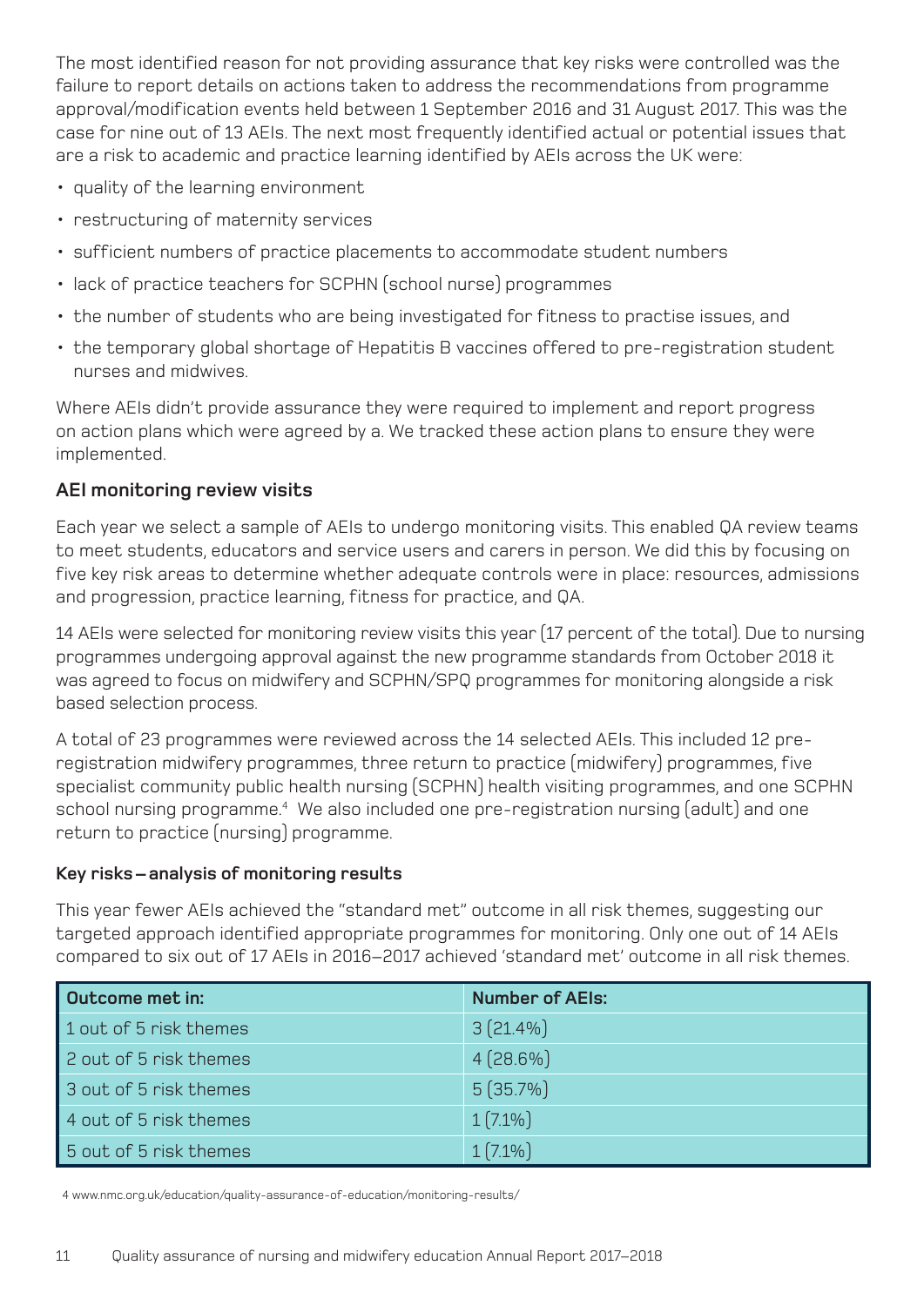The most identified reason for not providing assurance that key risks were controlled was the failure to report details on actions taken to address the recommendations from programme approval/modification events held between 1 September 2016 and 31 August 2017. This was the case for nine out of 13 AEIs. The next most frequently identified actual or potential issues that are a risk to academic and practice learning identified by AEIs across the UK were:

- quality of the learning environment
- restructuring of maternity services
- sufficient numbers of practice placements to accommodate student numbers
- lack of practice teachers for SCPHN (school nurse) programmes
- the number of students who are being investigated for fitness to practise issues, and
- the temporary global shortage of Hepatitis B vaccines offered to pre-registration student nurses and midwives.

Where AEIs didn't provide assurance they were required to implement and report progress on action plans which were agreed by a. We tracked these action plans to ensure they were implemented.

### AEI monitoring review visits

Each year we select a sample of AEIs to undergo monitoring visits. This enabled QA review teams to meet students, educators and service users and carers in person. We did this by focusing on five key risk areas to determine whether adequate controls were in place: resources, admissions and progression, practice learning, fitness for practice, and QA.

14 AEIs were selected for monitoring review visits this year (17 percent of the total). Due to nursing programmes undergoing approval against the new programme standards from October 2018 it was agreed to focus on midwifery and SCPHN/SPQ programmes for monitoring alongside a risk based selection process.

A total of 23 programmes were reviewed across the 14 selected AEIs. This included 12 pre-registration midwifery programmes, three return to practice (midwifery) programmes, five specialist community public health nursing (SCPHN) health visiting programmes, and one SCPHN school nursing programme.[4] We also included one pre-registration nursing (adult) and one return to practice (nursing) programme.

#### Key risks – analysis of monitoring results

This year fewer AEIs achieved the "standard met" outcome in all risk themes, suggesting our targeted approach identified appropriate programmes for monitoring. Only one out of 14 AEIs compared to six out of 17 AEIs in 2016–2017 achieved 'standard met' outcome in all risk themes.

| Outcome met in: | Number of AEIs: |
|---|---|
| 1 out of 5 risk themes | 3 (21.4%) |
| 2 out of 5 risk themes | 4 (28.6%) |
| 3 out of 5 risk themes | 5 (35.7%) |
| 4 out of 5 risk themes | 1 (7.1%) |
| 5 out of 5 risk themes | 1 (7.1%) |

4 www.nmc.org.uk/education/quality-assurance-of-education/monitoring-results/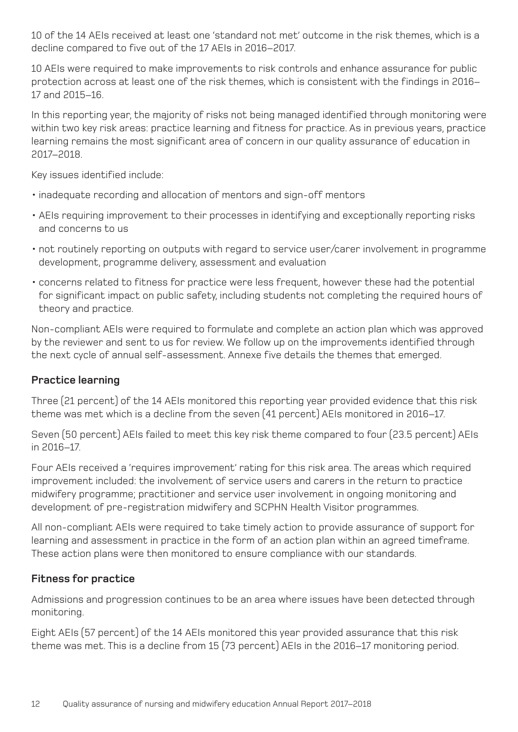10 of the 14 AEIs received at least one 'standard not met' outcome in the risk themes, which is a decline compared to five out of the 17 AEIs in 2016–2017.

10 AEIs were required to make improvements to risk controls and enhance assurance for public protection across at least one of the risk themes, which is consistent with the findings in 2016–17 and 2015–16.

In this reporting year, the majority of risks not being managed identified through monitoring were within two key risk areas: practice learning and fitness for practice. As in previous years, practice learning remains the most significant area of concern in our quality assurance of education in 2017–2018.

Key issues identified include:

- inadequate recording and allocation of mentors and sign-off mentors
- AEIs requiring improvement to their processes in identifying and exceptionally reporting risks and concerns to us
- not routinely reporting on outputs with regard to service user/carer involvement in programme development, programme delivery, assessment and evaluation
- concerns related to fitness for practice were less frequent, however these had the potential for significant impact on public safety, including students not completing the required hours of theory and practice.

Non-compliant AEIs were required to formulate and complete an action plan which was approved by the reviewer and sent to us for review. We follow up on the improvements identified through the next cycle of annual self-assessment. Annexe five details the themes that emerged.

## Practice learning

Three (21 percent) of the 14 AEIs monitored this reporting year provided evidence that this risk theme was met which is a decline from the seven (41 percent) AEIs monitored in 2016–17.

Seven (50 percent) AEIs failed to meet this key risk theme compared to four (23.5 percent) AEIs in 2016–17.

Four AEIs received a 'requires improvement' rating for this risk area. The areas which required improvement included: the involvement of service users and carers in the return to practice midwifery programme; practitioner and service user involvement in ongoing monitoring and development of pre-registration midwifery and SCPHN Health Visitor programmes.

All non-compliant AEIs were required to take timely action to provide assurance of support for learning and assessment in practice in the form of an action plan within an agreed timeframe. These action plans were then monitored to ensure compliance with our standards.

## Fitness for practice

Admissions and progression continues to be an area where issues have been detected through monitoring.

Eight AEIs (57 percent) of the 14 AEIs monitored this year provided assurance that this risk theme was met. This is a decline from 15 (73 percent) AEIs in the 2016–17 monitoring period.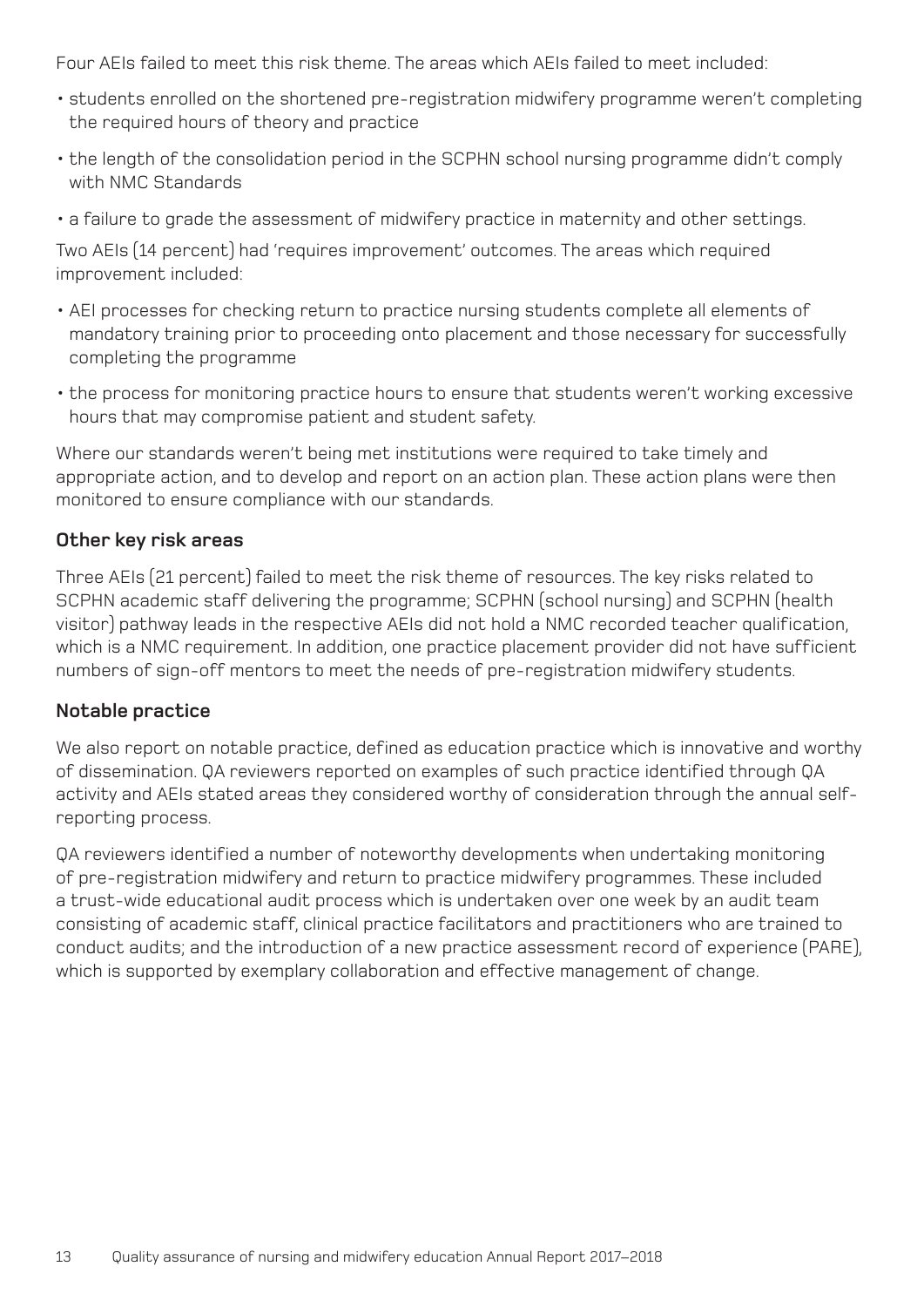Four AEIs failed to meet this risk theme. The areas which AEIs failed to meet included:

- students enrolled on the shortened pre-registration midwifery programme weren't completing the required hours of theory and practice
- the length of the consolidation period in the SCPHN school nursing programme didn't comply with NMC Standards
- a failure to grade the assessment of midwifery practice in maternity and other settings.

Two AEIs (14 percent) had 'requires improvement' outcomes. The areas which required improvement included:

- AEI processes for checking return to practice nursing students complete all elements of mandatory training prior to proceeding onto placement and those necessary for successfully completing the programme
- the process for monitoring practice hours to ensure that students weren't working excessive hours that may compromise patient and student safety.

Where our standards weren't being met institutions were required to take timely and appropriate action, and to develop and report on an action plan. These action plans were then monitored to ensure compliance with our standards.

### Other key risk areas

Three AEIs (21 percent) failed to meet the risk theme of resources. The key risks related to SCPHN academic staff delivering the programme; SCPHN (school nursing) and SCPHN (health visitor) pathway leads in the respective AEIs did not hold a NMC recorded teacher qualification, which is a NMC requirement. In addition, one practice placement provider did not have sufficient numbers of sign-off mentors to meet the needs of pre-registration midwifery students.

### Notable practice

We also report on notable practice, defined as education practice which is innovative and worthy of dissemination. QA reviewers reported on examples of such practice identified through QA activity and AEIs stated areas they considered worthy of consideration through the annual self-reporting process.

QA reviewers identified a number of noteworthy developments when undertaking monitoring of pre-registration midwifery and return to practice midwifery programmes. These included a trust-wide educational audit process which is undertaken over one week by an audit team consisting of academic staff, clinical practice facilitators and practitioners who are trained to conduct audits; and the introduction of a new practice assessment record of experience (PARE), which is supported by exemplary collaboration and effective management of change.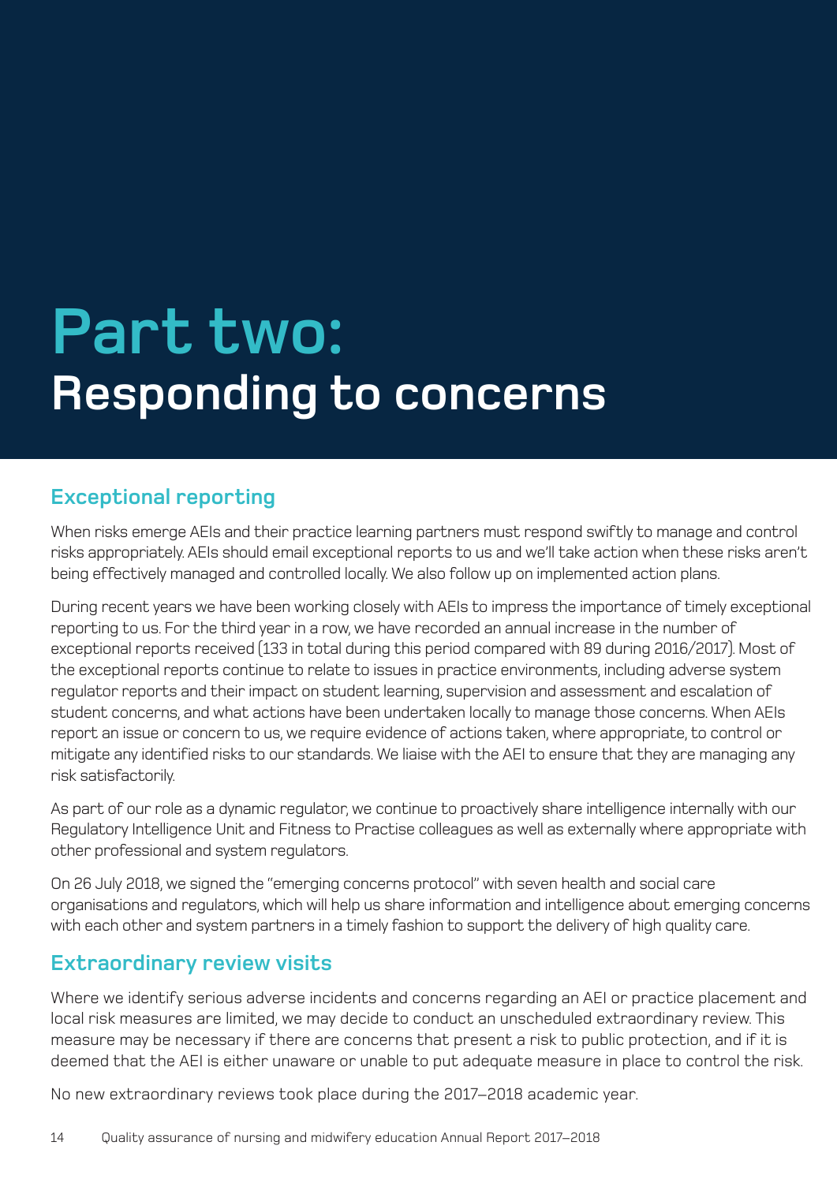# Part two: Responding to concerns

## Exceptional reporting

When risks emerge AEIs and their practice learning partners must respond swiftly to manage and control risks appropriately. AEIs should email exceptional reports to us and we'll take action when these risks aren't being effectively managed and controlled locally. We also follow up on implemented action plans.

During recent years we have been working closely with AEIs to impress the importance of timely exceptional reporting to us. For the third year in a row, we have recorded an annual increase in the number of exceptional reports received (133 in total during this period compared with 89 during 2016/2017). Most of the exceptional reports continue to relate to issues in practice environments, including adverse system regulator reports and their impact on student learning, supervision and assessment and escalation of student concerns, and what actions have been undertaken locally to manage those concerns. When AEIs report an issue or concern to us, we require evidence of actions taken, where appropriate, to control or mitigate any identified risks to our standards. We liaise with the AEI to ensure that they are managing any risk satisfactorily.

As part of our role as a dynamic regulator, we continue to proactively share intelligence internally with our Regulatory Intelligence Unit and Fitness to Practise colleagues as well as externally where appropriate with other professional and system regulators.

On 26 July 2018, we signed the "emerging concerns protocol" with seven health and social care organisations and regulators, which will help us share information and intelligence about emerging concerns with each other and system partners in a timely fashion to support the delivery of high quality care.

## Extraordinary review visits

Where we identify serious adverse incidents and concerns regarding an AEI or practice placement and local risk measures are limited, we may decide to conduct an unscheduled extraordinary review. This measure may be necessary if there are concerns that present a risk to public protection, and if it is deemed that the AEI is either unaware or unable to put adequate measure in place to control the risk.

No new extraordinary reviews took place during the 2017–2018 academic year.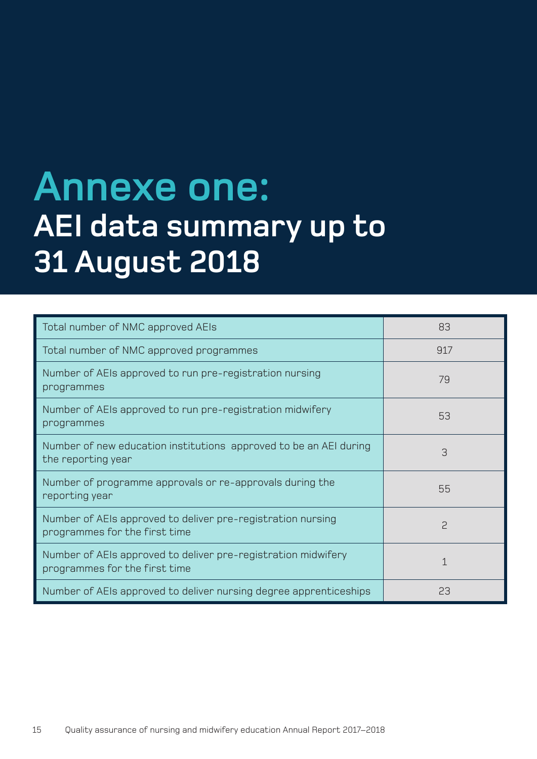# Annexe one:
## AEI data summary up to 31 August 2018

| | |
|---|---|
| Total number of NMC approved AEIs | 83 |
| Total number of NMC approved programmes | 917 |
| Number of AEIs approved to run pre-registration nursing programmes | 79 |
| Number of AEIs approved to run pre-registration midwifery programmes | 53 |
| Number of new education institutions approved to be an AEI during the reporting year | 3 |
| Number of programme approvals or re-approvals during the reporting year | 55 |
| Number of AEIs approved to deliver pre-registration nursing programmes for the first time | 2 |
| Number of AEIs approved to deliver pre-registration midwifery programmes for the first time | 1 |
| Number of AEIs approved to deliver nursing degree apprenticeships | 23 |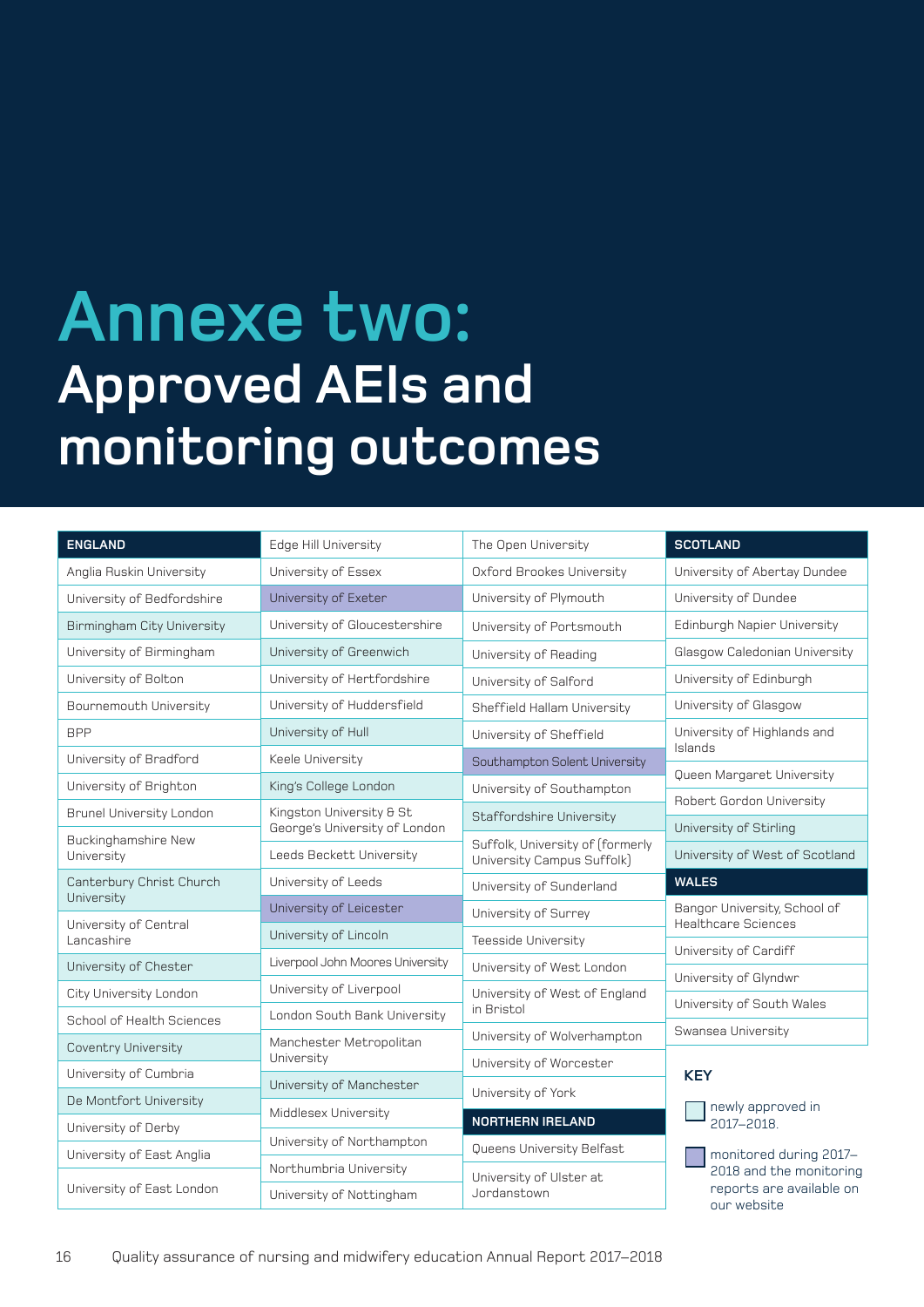# Annexe two:

## Approved AEIs and monitoring outcomes

**ENGLAND**

- Anglia Ruskin University
- University of Bedfordshire
- Birmingham City University
- University of Birmingham
- University of Bolton
- Bournemouth University
- BPP
- University of Bradford
- University of Brighton
- Brunel University London
- Buckinghamshire New University
- Canterbury Christ Church University
- University of Central Lancashire
- University of Chester
- City University London
- School of Health Sciences
- Coventry University
- University of Cumbria
- De Montfort University
- University of Derby
- University of East Anglia
- University of East London
- Edge Hill University
- University of Essex
- University of Exeter
- University of Gloucestershire
- University of Greenwich
- University of Hertfordshire
- University of Huddersfield
- University of Hull
- Keele University
- King's College London
- Kingston University & St George's University of London
- Leeds Beckett University
- University of Leeds
- University of Leicester
- University of Lincoln
- Liverpool John Moores University
- University of Liverpool
- London South Bank University
- Manchester Metropolitan University
- University of Manchester
- Middlesex University
- University of Northampton
- Northumbria University
- University of Nottingham
- The Open University
- Oxford Brookes University
- University of Plymouth
- University of Portsmouth
- University of Reading
- University of Salford
- Sheffield Hallam University
- University of Sheffield
- Southampton Solent University
- University of Southampton
- Staffordshire University
- Suffolk, University of (formerly University Campus Suffolk)
- University of Sunderland
- University of Surrey
- Teesside University
- University of West London
- University of West of England in Bristol
- University of Wolverhampton
- University of Worcester
- University of York

**NORTHERN IRELAND**

- Queens University Belfast
- University of Ulster at Jordanstown

**SCOTLAND**

- University of Abertay Dundee
- University of Dundee
- Edinburgh Napier University
- Glasgow Caledonian University
- University of Edinburgh
- University of Glasgow
- University of Highlands and Islands
- Queen Margaret University
- Robert Gordon University
- University of Stirling
- University of West of Scotland

**WALES**

- Bangor University, School of Healthcare Sciences
- University of Cardiff
- University of Glyndwr
- University of South Wales
- Swansea University

**KEY**

- newly approved in 2017–2018.
- monitored during 2017–2018 and the monitoring reports are available on our website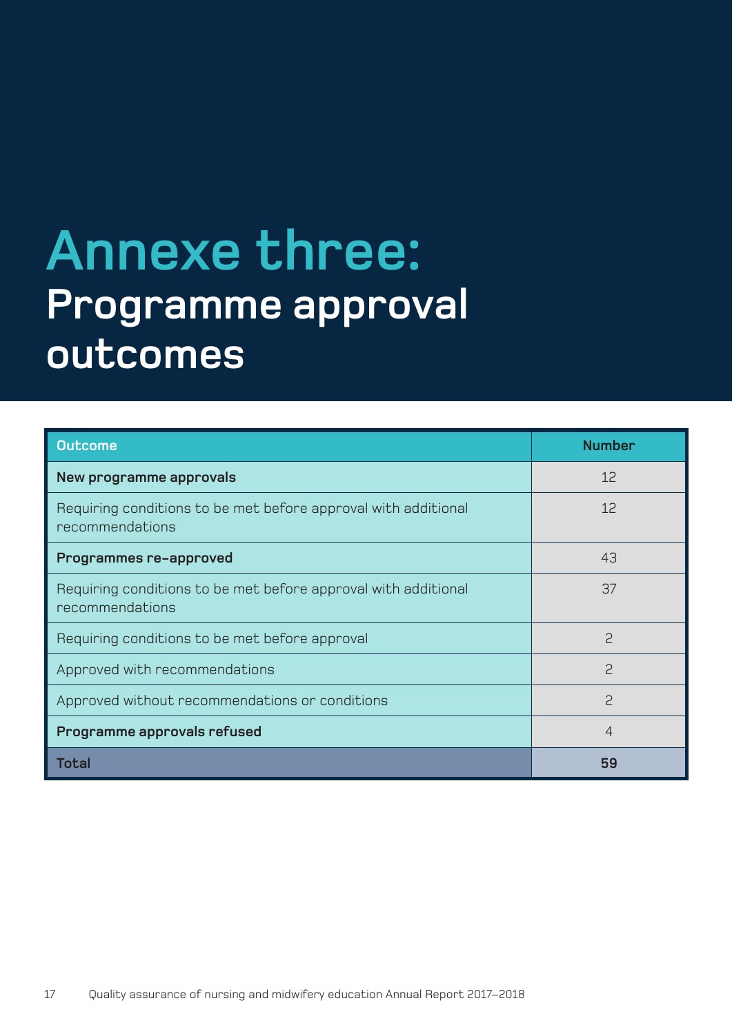# Annexe three:
## Programme approval outcomes

| Outcome | Number |
|---|---|
| **New programme approvals** | 12 |
| Requiring conditions to be met before approval with additional recommendations | 12 |
| **Programmes re-approved** | 43 |
| Requiring conditions to be met before approval with additional recommendations | 37 |
| Requiring conditions to be met before approval | 2 |
| Approved with recommendations | 2 |
| Approved without recommendations or conditions | 2 |
| **Programme approvals refused** | 4 |
| **Total** | **59** |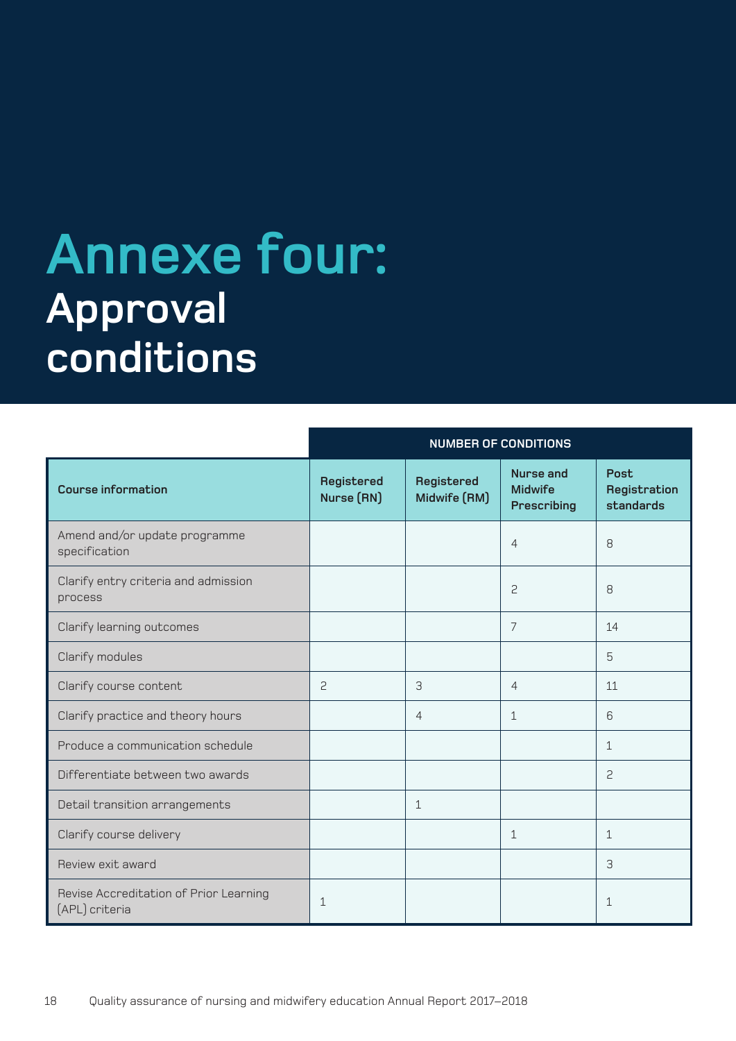# Annexe four: Approval conditions

| | NUMBER OF CONDITIONS | | | |
|---|---|---|---|---|
| **Course information** | **Registered Nurse (RN)** | **Registered Midwife (RM)** | **Nurse and Midwife Prescribing** | **Post Registration standards** |
| Amend and/or update programme specification | | | 4 | 8 |
| Clarify entry criteria and admission process | | | 2 | 8 |
| Clarify learning outcomes | | | 7 | 14 |
| Clarify modules | | | | 5 |
| Clarify course content | 2 | 3 | 4 | 11 |
| Clarify practice and theory hours | | 4 | 1 | 6 |
| Produce a communication schedule | | | | 1 |
| Differentiate between two awards | | | | 2 |
| Detail transition arrangements | | 1 | | |
| Clarify course delivery | | | 1 | 1 |
| Review exit award | | | | 3 |
| Revise Accreditation of Prior Learning (APL) criteria | 1 | | | 1 |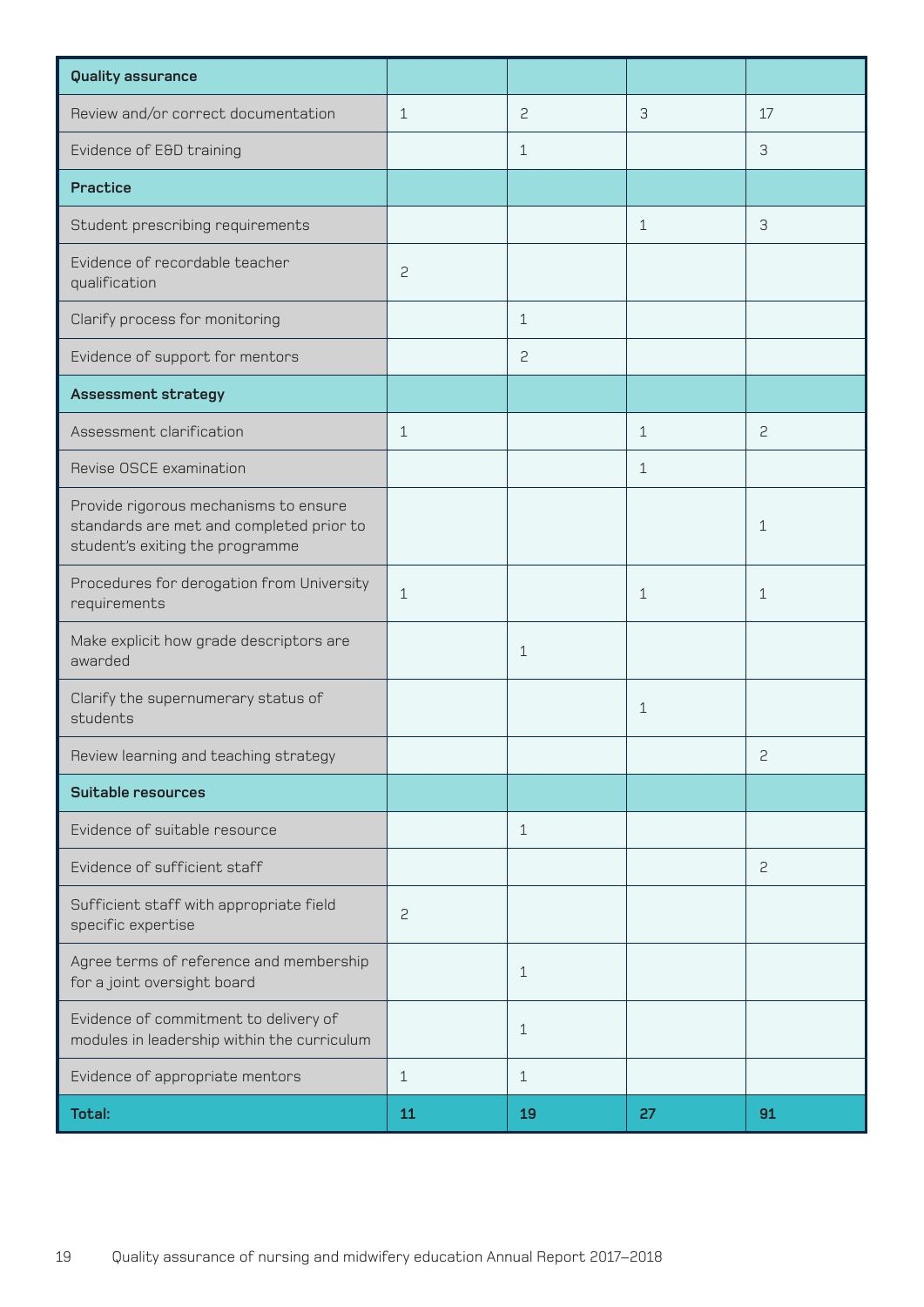| Quality assurance | | | | |
|---|---|---|---|---|
| Review and/or correct documentation | 1 | 2 | 3 | 17 |
| Evidence of E&D training | | 1 | | 3 |
| **Practice** | | | | |
| Student prescribing requirements | | | 1 | 3 |
| Evidence of recordable teacher qualification | 2 | | | |
| Clarify process for monitoring | | 1 | | |
| Evidence of support for mentors | | 2 | | |
| **Assessment strategy** | | | | |
| Assessment clarification | 1 | | 1 | 2 |
| Revise OSCE examination | | | 1 | |
| Provide rigorous mechanisms to ensure standards are met and completed prior to student's exiting the programme | | | | 1 |
| Procedures for derogation from University requirements | 1 | | 1 | 1 |
| Make explicit how grade descriptors are awarded | | 1 | | |
| Clarify the supernumerary status of students | | | 1 | |
| Review learning and teaching strategy | | | | 2 |
| **Suitable resources** | | | | |
| Evidence of suitable resource | | 1 | | |
| Evidence of sufficient staff | | | | 2 |
| Sufficient staff with appropriate field specific expertise | 2 | | | |
| Agree terms of reference and membership for a joint oversight board | | 1 | | |
| Evidence of commitment to delivery of modules in leadership within the curriculum | | 1 | | |
| Evidence of appropriate mentors | 1 | 1 | | |
| **Total:** | **11** | **19** | **27** | **91** |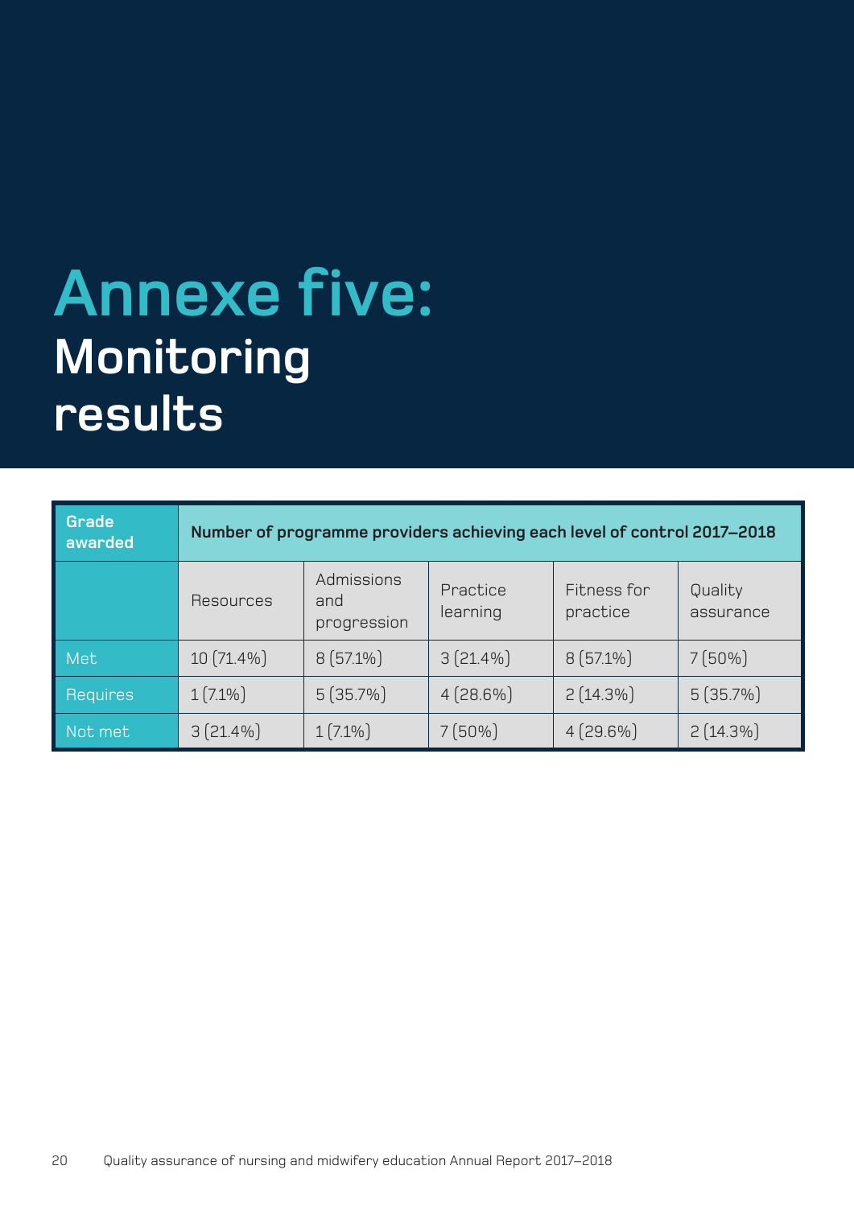# Annexe five:

## Monitoring results

| Grade awarded | Number of programme providers achieving each level of control 2017–2018 | | | | |
|---|---|---|---|---|---|
| | Resources | Admissions and progression | Practice learning | Fitness for practice | Quality assurance |
| Met | 10 (71.4%) | 8 (57.1%) | 3 (21.4%) | 8 (57.1%) | 7 (50%) |
| Requires | 1 (7.1%) | 5 (35.7%) | 4 (28.6%) | 2 (14.3%) | 5 (35.7%) |
| Not met | 3 (21.4%) | 1 (7.1%) | 7 (50%) | 4 (29.6%) | 2 (14.3%) |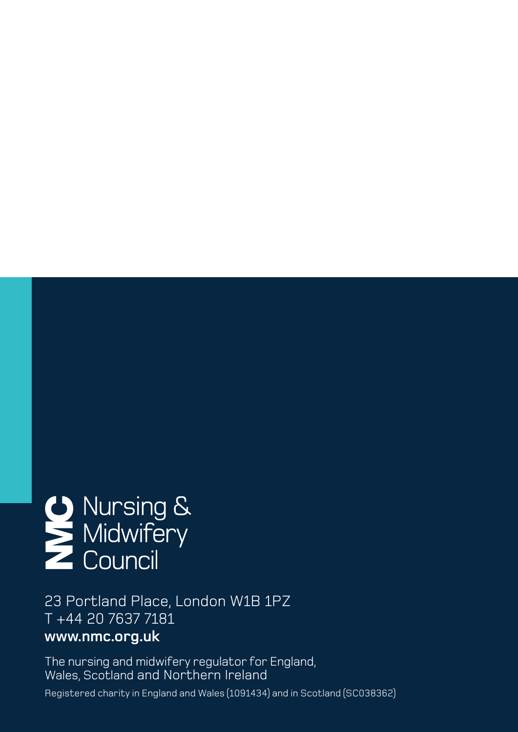Nursing & Midwifery Council

23 Portland Place, London W1B 1PZ
T +44 20 7637 7181
**www.nmc.org.uk**

The nursing and midwifery regulator for England, Wales, Scotland and Northern Ireland

Registered charity in England and Wales (1091434) and in Scotland (SC038362)